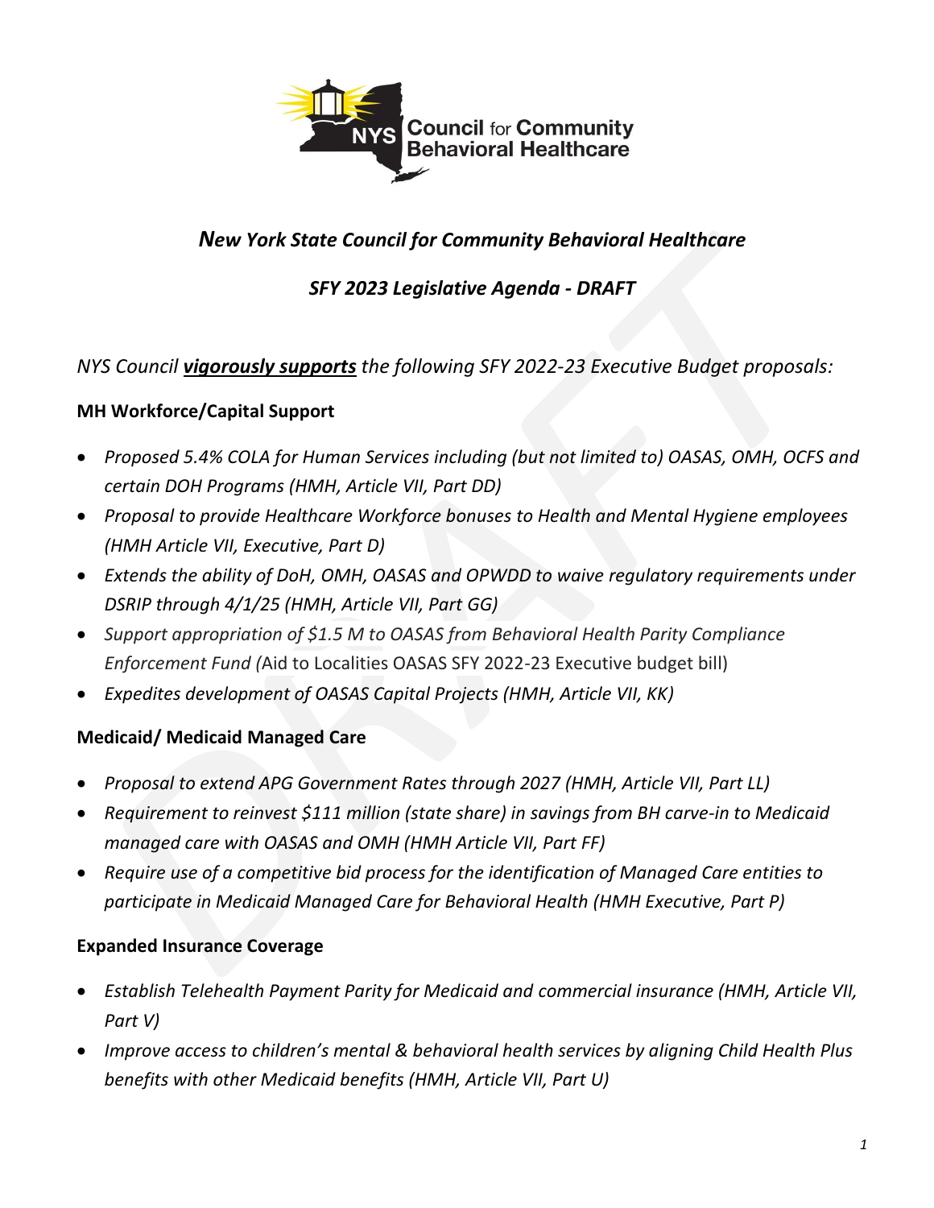# *New York State Council for Community Behavioral Healthcare*

## *SFY 2023 Legislative Agenda - DRAFT*

*NYS Council **vigorously supports** the following SFY 2022-23 Executive Budget proposals:*

### MH Workforce/Capital Support

- *Proposed 5.4% COLA for Human Services including (but not limited to) OASAS, OMH, OCFS and certain DOH Programs (HMH, Article VII, Part DD)*
- *Proposal to provide Healthcare Workforce bonuses to Health and Mental Hygiene employees (HMH Article VII, Executive, Part D)*
- *Extends the ability of DoH, OMH, OASAS and OPWDD to waive regulatory requirements under DSRIP through 4/1/25 (HMH, Article VII, Part GG)*
- *Support appropriation of $1.5 M to OASAS from Behavioral Health Parity Compliance Enforcement Fund (*Aid to Localities OASAS SFY 2022-23 Executive budget bill)
- *Expedites development of OASAS Capital Projects (HMH, Article VII, KK)*

### Medicaid/ Medicaid Managed Care

- *Proposal to extend APG Government Rates through 2027 (HMH, Article VII, Part LL)*
- *Requirement to reinvest $111 million (state share) in savings from BH carve-in to Medicaid managed care with OASAS and OMH (HMH Article VII, Part FF)*
- *Require use of a competitive bid process for the identification of Managed Care entities to participate in Medicaid Managed Care for Behavioral Health (HMH Executive, Part P)*

### Expanded Insurance Coverage

- *Establish Telehealth Payment Parity for Medicaid and commercial insurance (HMH, Article VII, Part V)*
- *Improve access to children's mental & behavioral health services by aligning Child Health Plus benefits with other Medicaid benefits (HMH, Article VII, Part U)*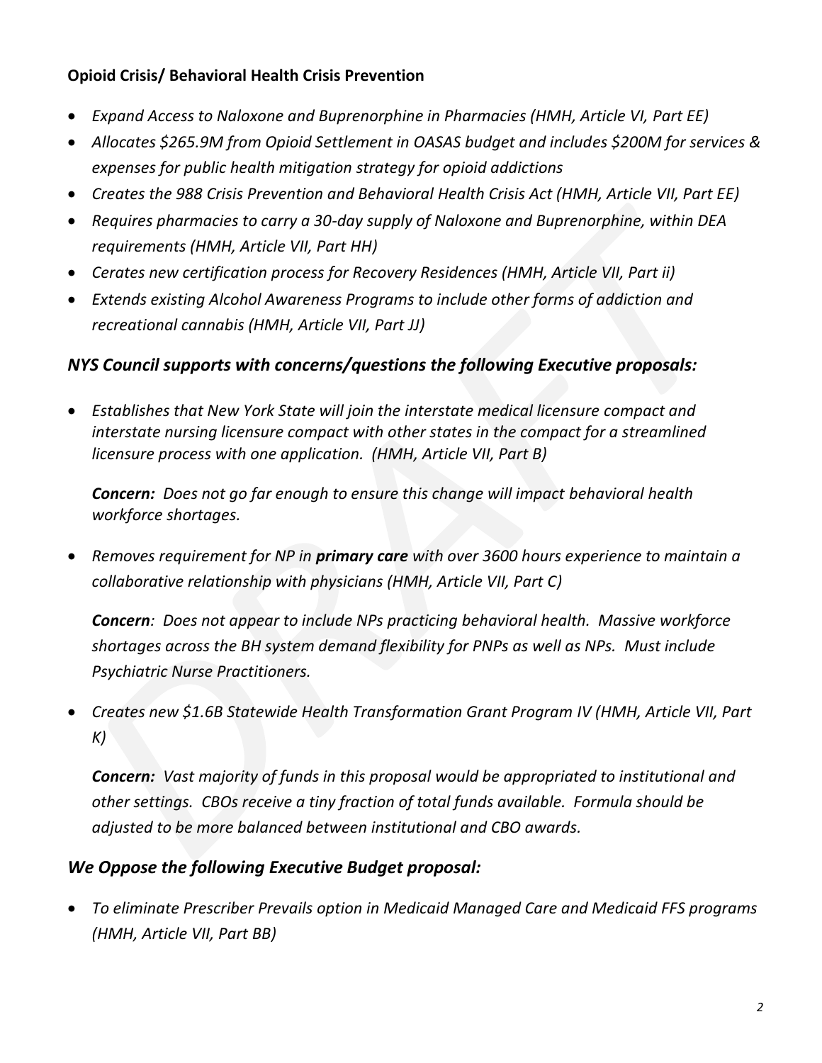**Opioid Crisis/ Behavioral Health Crisis Prevention**

- *Expand Access to Naloxone and Buprenorphine in Pharmacies (HMH, Article VI, Part EE)*
- *Allocates $265.9M from Opioid Settlement in OASAS budget and includes $200M for services & expenses for public health mitigation strategy for opioid addictions*
- *Creates the 988 Crisis Prevention and Behavioral Health Crisis Act (HMH, Article VII, Part EE)*
- *Requires pharmacies to carry a 30-day supply of Naloxone and Buprenorphine, within DEA requirements (HMH, Article VII, Part HH)*
- *Cerates new certification process for Recovery Residences (HMH, Article VII, Part ii)*
- *Extends existing Alcohol Awareness Programs to include other forms of addiction and recreational cannabis (HMH, Article VII, Part JJ)*

## *NYS Council supports with concerns/questions the following Executive proposals:*

- *Establishes that New York State will join the interstate medical licensure compact and interstate nursing licensure compact with other states in the compact for a streamlined licensure process with one application. (HMH, Article VII, Part B)*

  ***Concern:*** *Does not go far enough to ensure this change will impact behavioral health workforce shortages.*

- *Removes requirement for NP in* ***primary care*** *with over 3600 hours experience to maintain a collaborative relationship with physicians (HMH, Article VII, Part C)*

  ***Concern****: Does not appear to include NPs practicing behavioral health. Massive workforce shortages across the BH system demand flexibility for PNPs as well as NPs. Must include Psychiatric Nurse Practitioners.*

- *Creates new $1.6B Statewide Health Transformation Grant Program IV (HMH, Article VII, Part K)*

  ***Concern:*** *Vast majority of funds in this proposal would be appropriated to institutional and other settings. CBOs receive a tiny fraction of total funds available. Formula should be adjusted to be more balanced between institutional and CBO awards.*

## *We Oppose the following Executive Budget proposal:*

- *To eliminate Prescriber Prevails option in Medicaid Managed Care and Medicaid FFS programs (HMH, Article VII, Part BB)*